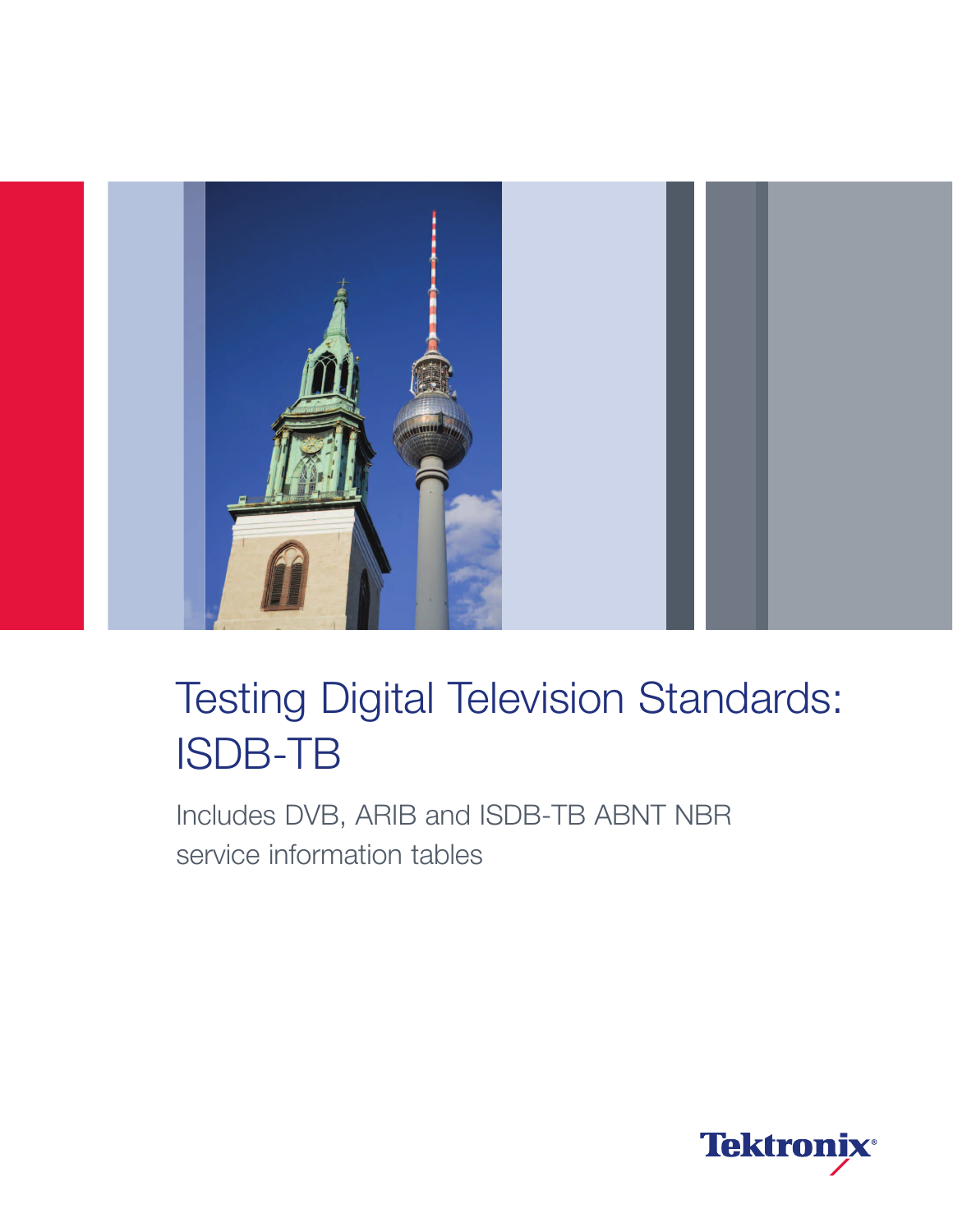# Testing Digital Television Standards: ISDB-TB

Includes DVB, ARIB and ISDB-TB ABNT NBR service information tables

Tektronix®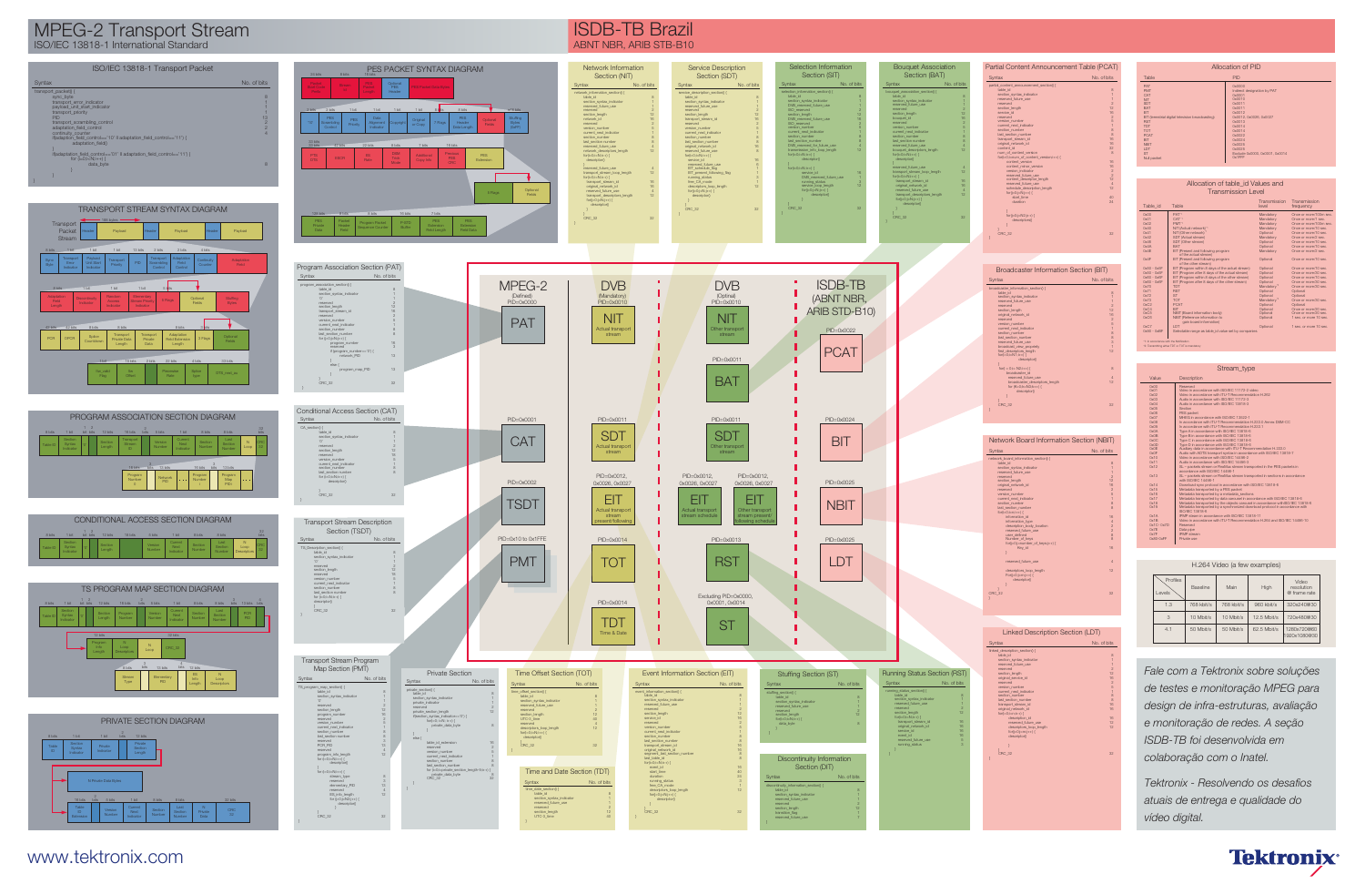# MPEG-2 Transport Stream

ISO/IEC 13818-1 International Standard

# ISDB-TB Brazil

ABNT NBR, ARIB STB-B10

## ISO/IEC 13818-1 Transport Packet

## PES PACKET SYNTAX DIAGRAM

## TRANSPORT STREAM SYNTAX DIAGRAM

## PROGRAM ASSOCIATION SECTION DIAGRAM

## CONDITIONAL ACCESS SECTION DIAGRAM

## TS PROGRAM MAP SECTION DIAGRAM

## PRIVATE SECTION DIAGRAM

## Network Information Section (NIT)

## Service Description Section (SDT)

## Selection Information Section (SIT)

## Bouquet Association Section (BAT)

## Partial Content Announcement Table (PCAT)

## Allocation of PID

## Program Association Section (PAT)

## Conditional Access Section (CAT)

## Transport Stream Description Section (TSDT)

## Transport Stream Program Map Section (PMT)

## Private Section

## Time Offset Section (TOT)

## Time and Date Section (TDT)

## Event Information Section (EIT)

## Stuffing Section (ST)

## Discontinuity Information Section (DIT)

## Running Status Section (RST)

## Broadcaster Information Section (BIT)

## Network Board Information Section (NBIT)

## Linked Description Section (LDT)

## Allocation of table_id Values and Transmission Level

## Stream_type

| MPEG-2 | DVB | DVB | ISDB-TB (ABNT NBR, ARIB STD-B10) |
|---|---|---|---|
| (Defined) PID:0x0000 **PAT** | (Mandatory) PID:0x0010 **NIT** Actual transport stream | (Optional) PID:0x0010 **NIT** Other transport stream | PID:0x0022 **PCAT** |
| | | PID:0x0011 **BAT** | |
| PID:0x0001 **CAT** | PID:0x0011 **SDT** Actual transport stream | **SDT** Other transport stream | PID:0x0024 **BIT** |
| PID:0x0002 **TSDT** | PID:0x0012, 0x0026, 0x0027 **EIT** Actual transport stream present/following | PID:0x0012, 0x0026, 0x0027 **EIT** Actual transport stream schedule / **EIT** Other transport stream present/following schedule | PID:0x0025 **NBIT** |
| PID:0x10 to 0x1FFE **PMT** | PID:0x0014 **TOT** | PID:0x0013 **RST** | PID:0x0025 **LDT** |
| | PID:0x0014 **TDT** Time & Date | (Excluding PID:0x0000, 0x0001, 0x0014) **ST** | |

## H.264 Video (a few examples)

| Levels \ Profiles | Baseline | Main | High | Video resolution @ frame rate |
|---|---|---|---|---|
| 1.3 | 768 kbit/s | 768 kbit/s | 960 kbit/s | 320x240@30 |
| 3 | 10 Mbit/s | 10 Mbit/s | 12.5 Mbit/s | 720x480@30 |
| 4.1 | 50 Mbit/s | 50 Mbit/s | 62.5 Mbit/s | 1280x720@60 1920x1080@30 |

*Fale com a Tektronix sobre soluções de testes e monitoração MPEG para design de infra-estruturas, avaliação e monitoração de redes. A seção ISDB-TB foi desenvolvida em colaboração com o Inatel.*

*Tektronix - Resolvendo os desafios atuais de entrega e qualidade do vídeo digital.*

www.tektronix.com

Tektronix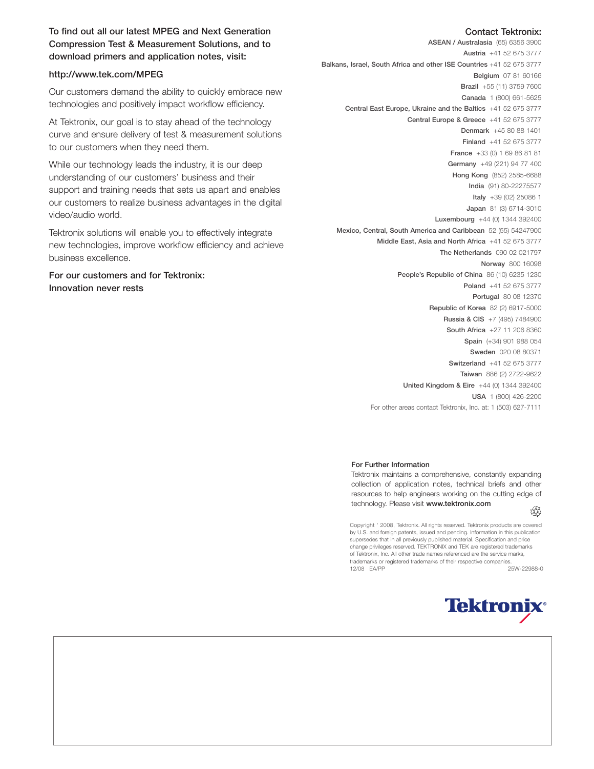**To find out all our latest MPEG and Next Generation Compression Test & Measurement Solutions, and to download primers and application notes, visit:**

**http://www.tek.com/MPEG**

Our customers demand the ability to quickly embrace new technologies and positively impact workflow efficiency.

At Tektronix, our goal is to stay ahead of the technology curve and ensure delivery of test & measurement solutions to our customers when they need them.

While our technology leads the industry, it is our deep understanding of our customers' business and their support and training needs that sets us apart and enables our customers to realize business advantages in the digital video/audio world.

Tektronix solutions will enable you to effectively integrate new technologies, improve workflow efficiency and achieve business excellence.

**For our customers and for Tektronix: Innovation never rests**

## Contact Tektronix:

**ASEAN / Australasia** (65) 6356 3900
**Austria** +41 52 675 3777
**Balkans, Israel, South Africa and other ISE Countries** +41 52 675 3777
**Belgium** 07 81 60166
**Brazil** +55 (11) 3759 7600
**Canada** 1 (800) 661-5625
**Central East Europe, Ukraine and the Baltics** +41 52 675 3777
**Central Europe & Greece** +41 52 675 3777
**Denmark** +45 80 88 1401
**Finland** +41 52 675 3777
**France** +33 (0) 1 69 86 81 81
**Germany** +49 (221) 94 77 400
**Hong Kong** (852) 2585-6688
**India** (91) 80-22275577
**Italy** +39 (02) 25086 1
**Japan** 81 (3) 6714-3010
**Luxembourg** +44 (0) 1344 392400
**Mexico, Central, South America and Caribbean** 52 (55) 54247900
**Middle East, Asia and North Africa** +41 52 675 3777
**The Netherlands** 090 02 021797
**Norway** 800 16098
**People's Republic of China** 86 (10) 6235 1230
**Poland** +41 52 675 3777
**Portugal** 80 08 12370
**Republic of Korea** 82 (2) 6917-5000
**Russia & CIS** +7 (495) 7484900
**South Africa** +27 11 206 8360
**Spain** (+34) 901 988 054
**Sweden** 020 08 80371
**Switzerland** +41 52 675 3777
**Taiwan** 886 (2) 2722-9622
**United Kingdom & Eire** +44 (0) 1344 392400
**USA** 1 (800) 426-2200

For other areas contact Tektronix, Inc. at: 1 (503) 627-7111

**For Further Information**

Tektronix maintains a comprehensive, constantly expanding collection of application notes, technical briefs and other resources to help engineers working on the cutting edge of technology. Please visit **www.tektronix.com**

Copyright © 2008, Tektronix. All rights reserved. Tektronix products are covered by U.S. and foreign patents, issued and pending. Information in this publication supersedes that in all previously published material. Specification and price change privileges reserved. TEKTRONIX and TEK are registered trademarks of Tektronix, Inc. All other trade names referenced are the service marks, trademarks or registered trademarks of their respective companies.

12/08 EA/PP 25W-22988-0

Tektronix®